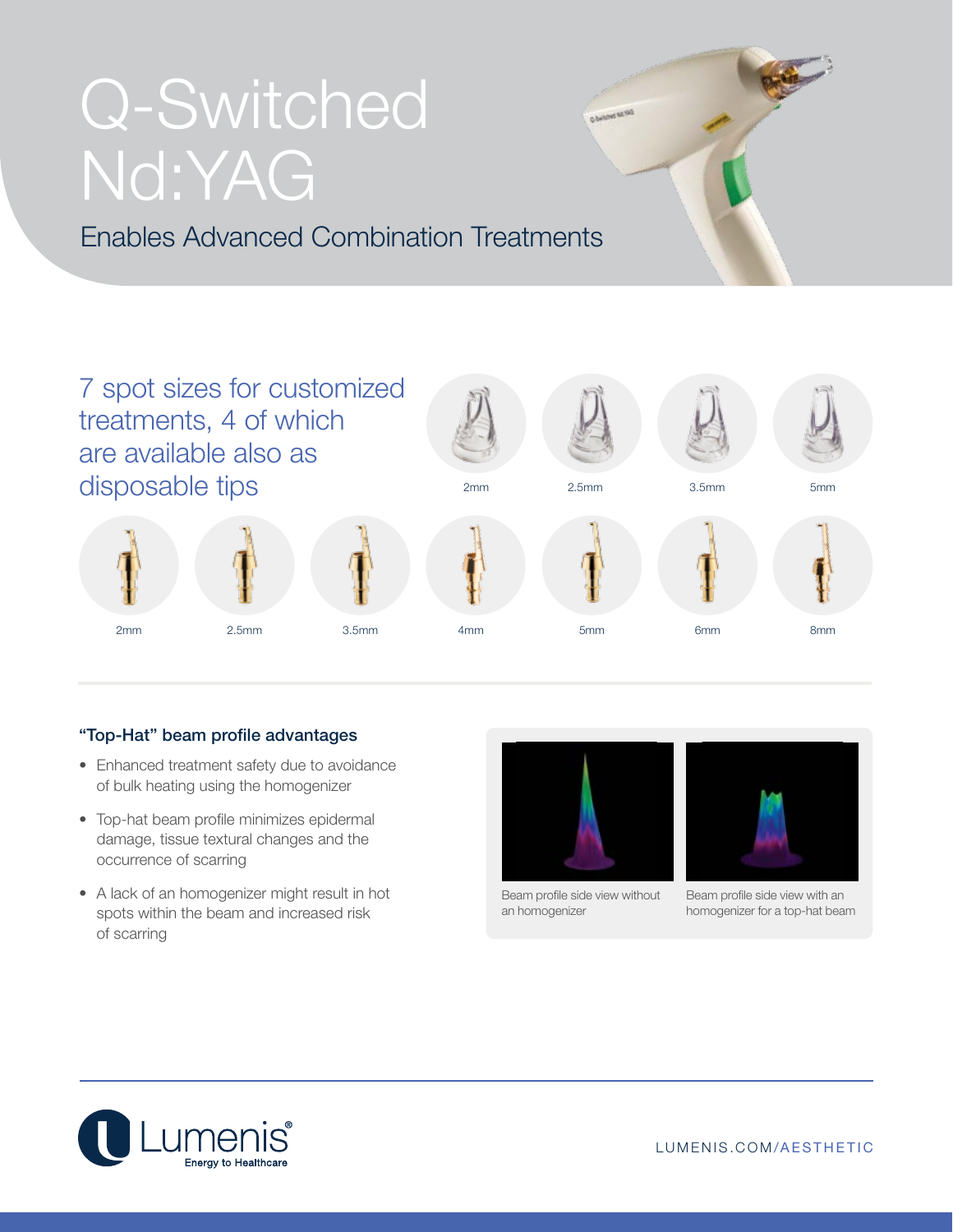# Q-Switched Nd:YAG

Enables Advanced Combination Treatments

## 7 spot sizes for customized treatments, 4 of which are available also as disposable tips

2mm 2.5mm 3.5mm 5mm

2mm 2.5mm 3.5mm 4mm 5mm 6mm 8mm

### "Top-Hat" beam profile advantages

- Enhanced treatment safety due to avoidance of bulk heating using the homogenizer
- Top-hat beam profile minimizes epidermal damage, tissue textural changes and the occurrence of scarring
- A lack of an homogenizer might result in hot spots within the beam and increased risk of scarring

Beam profile side view without an homogenizer

Beam profile side view with an homogenizer for a top-hat beam

Lumenis® Energy to Healthcare

LUMENIS.COM/AESTHETIC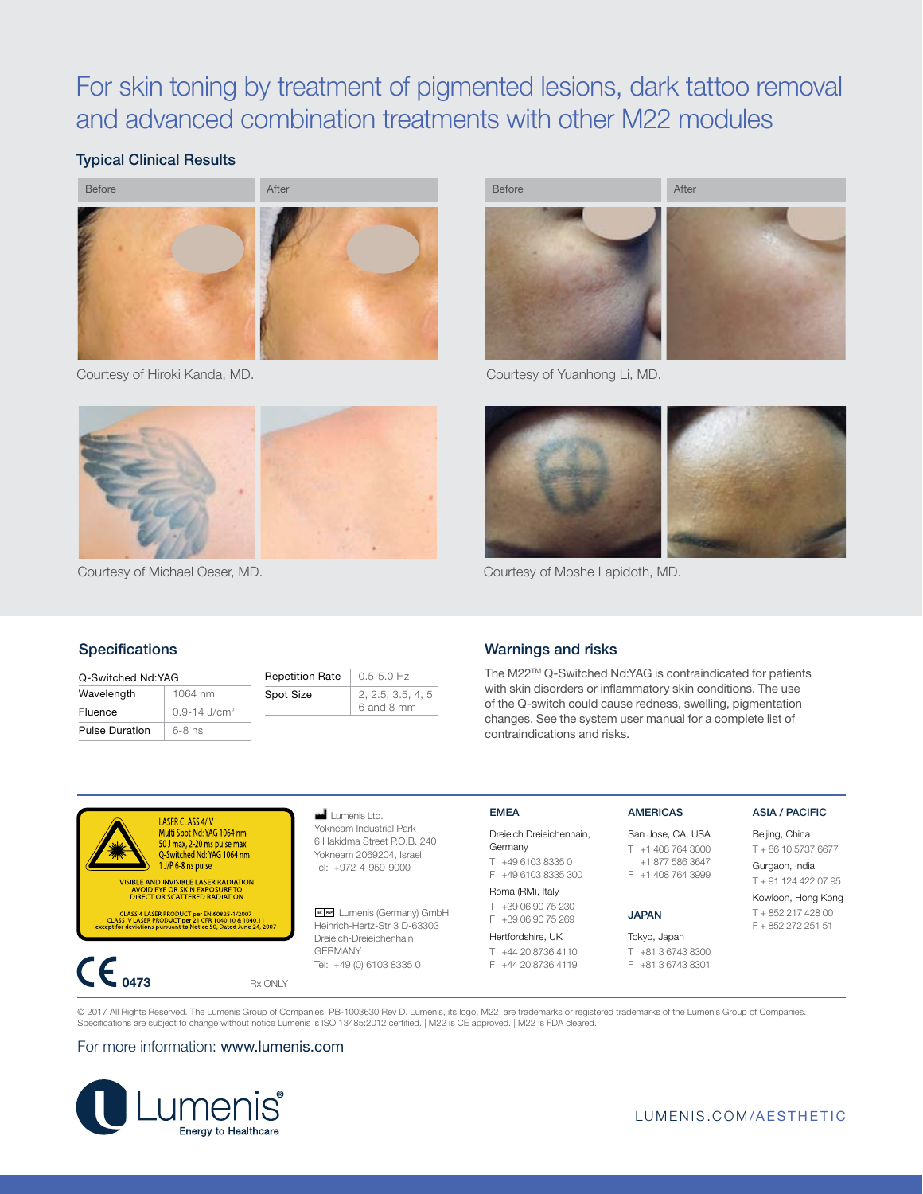# For skin toning by treatment of pigmented lesions, dark tattoo removal and advanced combination treatments with other M22 modules

## Typical Clinical Results

Before | After

Courtesy of Hiroki Kanda, MD.

Before | After

Courtesy of Yuanhong Li, MD.

Courtesy of Michael Oeser, MD.

Courtesy of Moshe Lapidoth, MD.

## Specifications

| Q-Switched Nd:YAG | |
|---|---|
| Wavelength | 1064 nm |
| Fluence | 0.9-14 J/cm² |
| Pulse Duration | 6-8 ns |

| | |
|---|---|
| Repetition Rate | 0.5-5.0 Hz |
| Spot Size | 2, 2.5, 3.5, 4, 5 6 and 8 mm |

## Warnings and risks

The M22™ Q-Switched Nd:YAG is contraindicated for patients with skin disorders or inflammatory skin conditions. The use of the Q-switch could cause redness, swelling, pigmentation changes. See the system user manual for a complete list of contraindications and risks.

LASER CLASS 4/IV
Multi Spot-Nd: YAG 1064 nm
50 J max, 2-20 ms pulse max
Q-Switched Nd: YAG 1064 nm
1 J/P 6-8 ns pulse

VISIBLE AND INVISIBLE LASER RADIATION
AVOID EYE OR SKIN EXPOSURE TO
DIRECT OR SCATTERED RADIATION

CLASS 4 LASER PRODUCT per EN 60825-1/2007
CLASS IV LASER PRODUCT per 21 CFR 1040.10 & 1040.11
except for deviations pursuant to Notice 50, Dated June 24, 2007

CE 0473

Rx ONLY

Lumenis Ltd.
Yokneam Industrial Park
6 Hakidma Street P.O.B. 240
Yokneam 2069204, Israel
Tel: +972-4-959-9000

Lumenis (Germany) GmbH
Heinrich-Hertz-Str 3 D-63303
Dreieich-Dreieichenhain
GERMANY
Tel: +49 (0) 6103 8335 0

**EMEA**

Dreieich Dreieichenhain, Germany
T +49 6103 8335 0
F +49 6103 8335 300

Roma (RM), Italy
T +39 06 90 75 230
F +39 06 90 75 269

Hertfordshire, UK
T +44 20 8736 4110
F +44 20 8736 4119

**AMERICAS**

San Jose, CA, USA
T +1 408 764 3000
+1 877 586 3647
F +1 408 764 3999

**JAPAN**

Tokyo, Japan
T +81 3 6743 8300
F +81 3 6743 8301

**ASIA / PACIFIC**

Beijing, China
T + 86 10 5737 6677

Gurgaon, India
T + 91 124 422 07 95

Kowloon, Hong Kong
T + 852 217 428 00
F + 852 272 251 51

© 2017 All Rights Reserved. The Lumenis Group of Companies. PB-1003630 Rev D. Lumenis, its logo, M22, are trademarks or registered trademarks of the Lumenis Group of Companies. Specifications are subject to change without notice Lumenis is ISO 13485:2012 certified. | M22 is CE approved. | M22 is FDA cleared.

For more information: **www.lumenis.com**

Lumenis® Energy to Healthcare

LUMENIS.COM/AESTHETIC